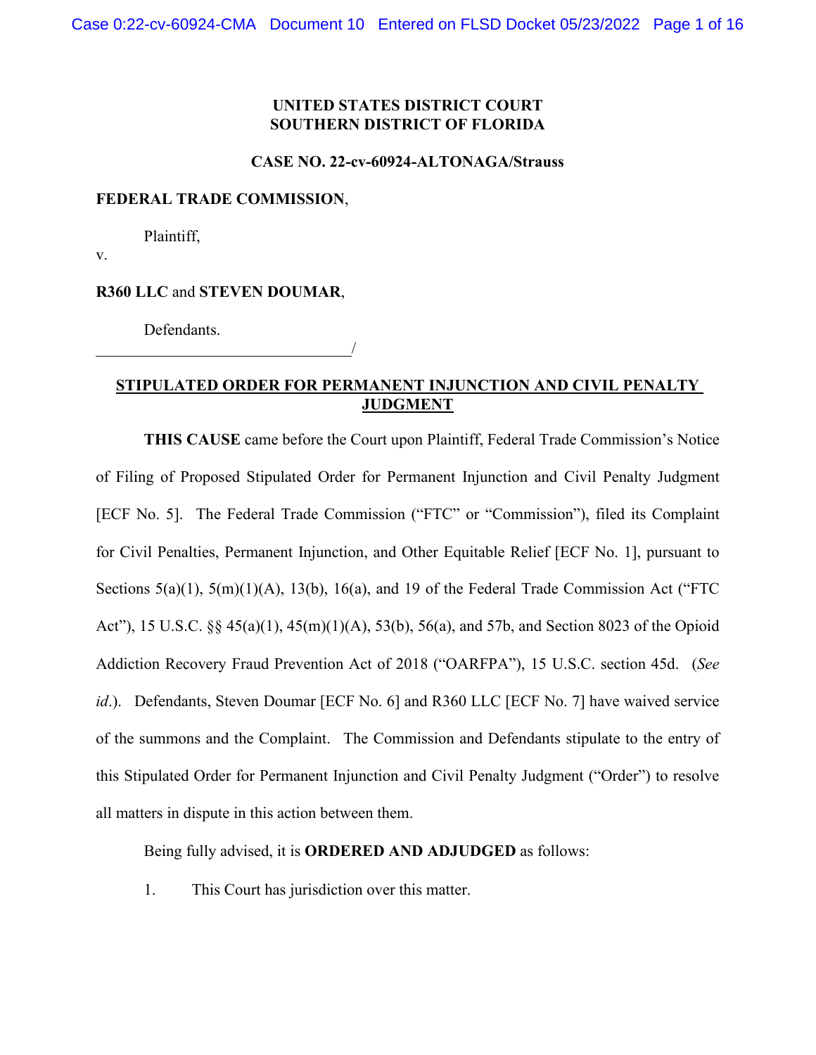**UNITED STATES DISTRICT COURT**
**SOUTHERN DISTRICT OF FLORIDA**

**CASE NO. 22-cv-60924-ALTONAGA/Strauss**

**FEDERAL TRADE COMMISSION**,

Plaintiff,

v.

**R360 LLC** and **STEVEN DOUMAR**,

Defendants.
________________________________/

## STIPULATED ORDER FOR PERMANENT INJUNCTION AND CIVIL PENALTY JUDGMENT

**THIS CAUSE** came before the Court upon Plaintiff, Federal Trade Commission's Notice of Filing of Proposed Stipulated Order for Permanent Injunction and Civil Penalty Judgment [ECF No. 5]. The Federal Trade Commission ("FTC" or "Commission"), filed its Complaint for Civil Penalties, Permanent Injunction, and Other Equitable Relief [ECF No. 1], pursuant to Sections 5(a)(1), 5(m)(1)(A), 13(b), 16(a), and 19 of the Federal Trade Commission Act ("FTC Act"), 15 U.S.C. §§ 45(a)(1), 45(m)(1)(A), 53(b), 56(a), and 57b, and Section 8023 of the Opioid Addiction Recovery Fraud Prevention Act of 2018 ("OARFPA"), 15 U.S.C. section 45d. (*See id*.). Defendants, Steven Doumar [ECF No. 6] and R360 LLC [ECF No. 7] have waived service of the summons and the Complaint. The Commission and Defendants stipulate to the entry of this Stipulated Order for Permanent Injunction and Civil Penalty Judgment ("Order") to resolve all matters in dispute in this action between them.

Being fully advised, it is **ORDERED AND ADJUDGED** as follows:

1. This Court has jurisdiction over this matter.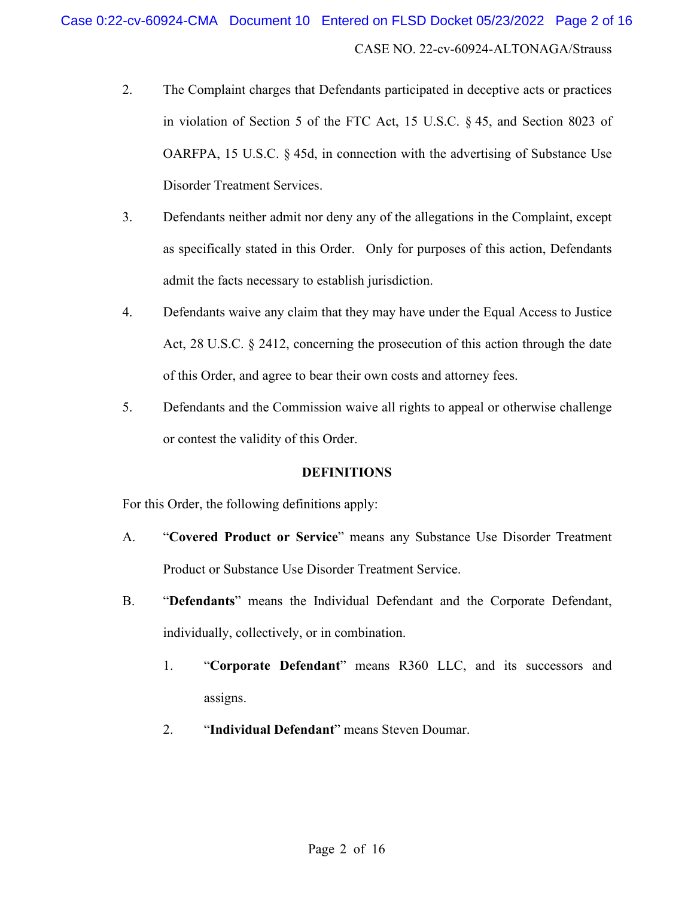2. The Complaint charges that Defendants participated in deceptive acts or practices in violation of Section 5 of the FTC Act, 15 U.S.C. § 45, and Section 8023 of OARFPA, 15 U.S.C. § 45d, in connection with the advertising of Substance Use Disorder Treatment Services.

3. Defendants neither admit nor deny any of the allegations in the Complaint, except as specifically stated in this Order. Only for purposes of this action, Defendants admit the facts necessary to establish jurisdiction.

4. Defendants waive any claim that they may have under the Equal Access to Justice Act, 28 U.S.C. § 2412, concerning the prosecution of this action through the date of this Order, and agree to bear their own costs and attorney fees.

5. Defendants and the Commission waive all rights to appeal or otherwise challenge or contest the validity of this Order.

**DEFINITIONS**

For this Order, the following definitions apply:

A. "**Covered Product or Service**" means any Substance Use Disorder Treatment Product or Substance Use Disorder Treatment Service.

B. "**Defendants**" means the Individual Defendant and the Corporate Defendant, individually, collectively, or in combination.

   1. "**Corporate Defendant**" means R360 LLC, and its successors and assigns.

   2. "**Individual Defendant**" means Steven Doumar.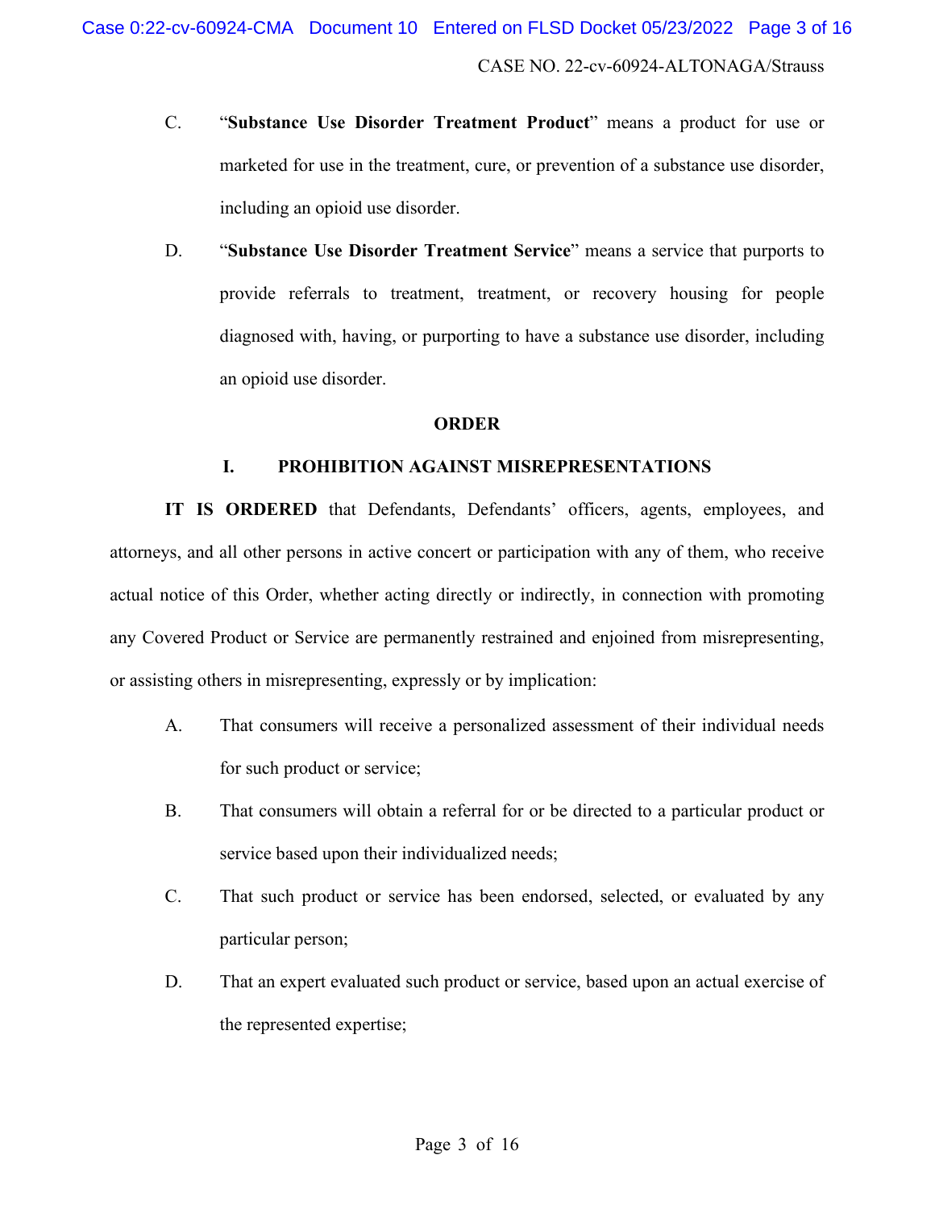C. "**Substance Use Disorder Treatment Product**" means a product for use or marketed for use in the treatment, cure, or prevention of a substance use disorder, including an opioid use disorder.

D. "**Substance Use Disorder Treatment Service**" means a service that purports to provide referrals to treatment, treatment, or recovery housing for people diagnosed with, having, or purporting to have a substance use disorder, including an opioid use disorder.

**ORDER**

**I. PROHIBITION AGAINST MISREPRESENTATIONS**

**IT IS ORDERED** that Defendants, Defendants' officers, agents, employees, and attorneys, and all other persons in active concert or participation with any of them, who receive actual notice of this Order, whether acting directly or indirectly, in connection with promoting any Covered Product or Service are permanently restrained and enjoined from misrepresenting, or assisting others in misrepresenting, expressly or by implication:

A. That consumers will receive a personalized assessment of their individual needs for such product or service;

B. That consumers will obtain a referral for or be directed to a particular product or service based upon their individualized needs;

C. That such product or service has been endorsed, selected, or evaluated by any particular person;

D. That an expert evaluated such product or service, based upon an actual exercise of the represented expertise;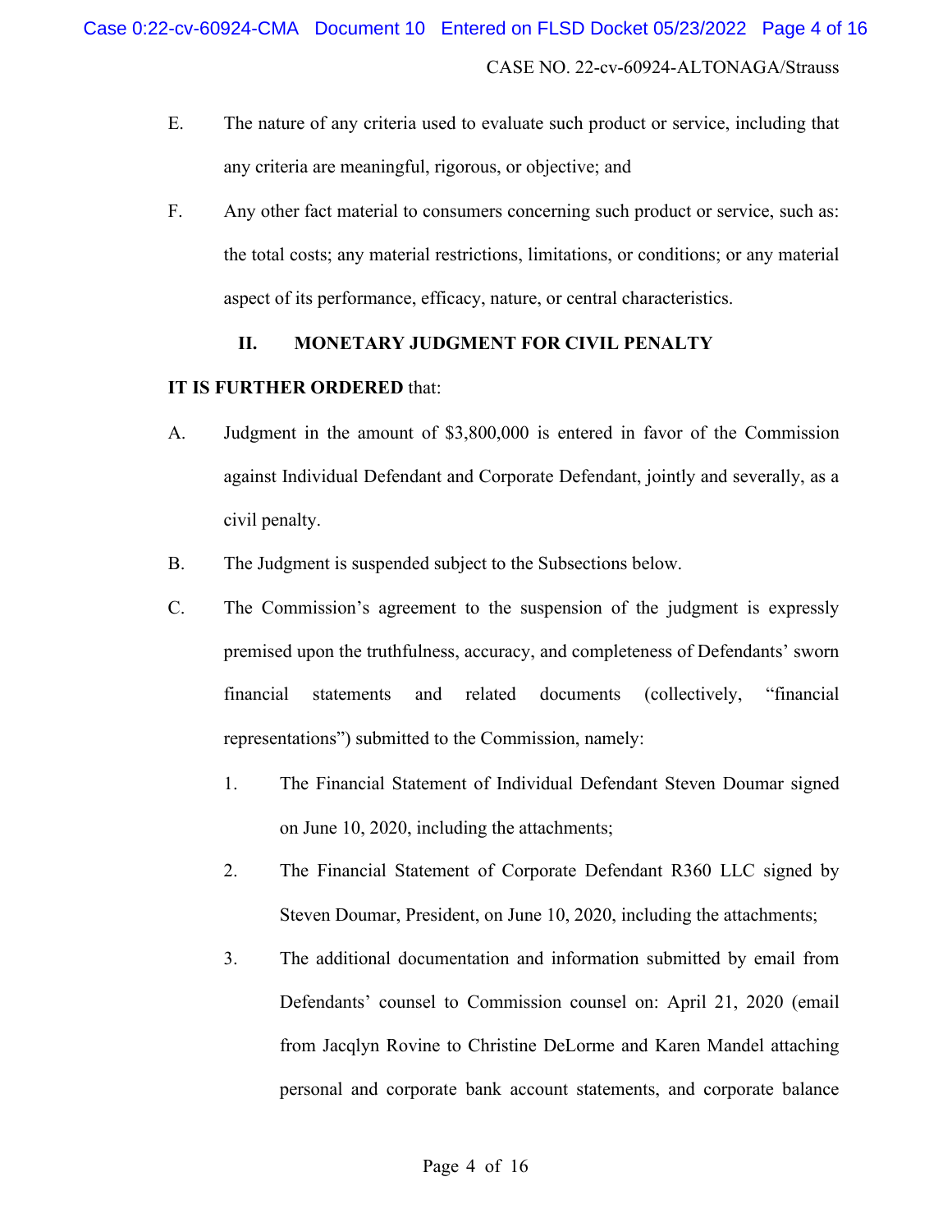E. The nature of any criteria used to evaluate such product or service, including that any criteria are meaningful, rigorous, or objective; and

F. Any other fact material to consumers concerning such product or service, such as: the total costs; any material restrictions, limitations, or conditions; or any material aspect of its performance, efficacy, nature, or central characteristics.

## II. MONETARY JUDGMENT FOR CIVIL PENALTY

**IT IS FURTHER ORDERED** that:

A. Judgment in the amount of $3,800,000 is entered in favor of the Commission against Individual Defendant and Corporate Defendant, jointly and severally, as a civil penalty.

B. The Judgment is suspended subject to the Subsections below.

C. The Commission's agreement to the suspension of the judgment is expressly premised upon the truthfulness, accuracy, and completeness of Defendants' sworn financial statements and related documents (collectively, "financial representations") submitted to the Commission, namely:

1. The Financial Statement of Individual Defendant Steven Doumar signed on June 10, 2020, including the attachments;

2. The Financial Statement of Corporate Defendant R360 LLC signed by Steven Doumar, President, on June 10, 2020, including the attachments;

3. The additional documentation and information submitted by email from Defendants' counsel to Commission counsel on: April 21, 2020 (email from Jacqlyn Rovine to Christine DeLorme and Karen Mandel attaching personal and corporate bank account statements, and corporate balance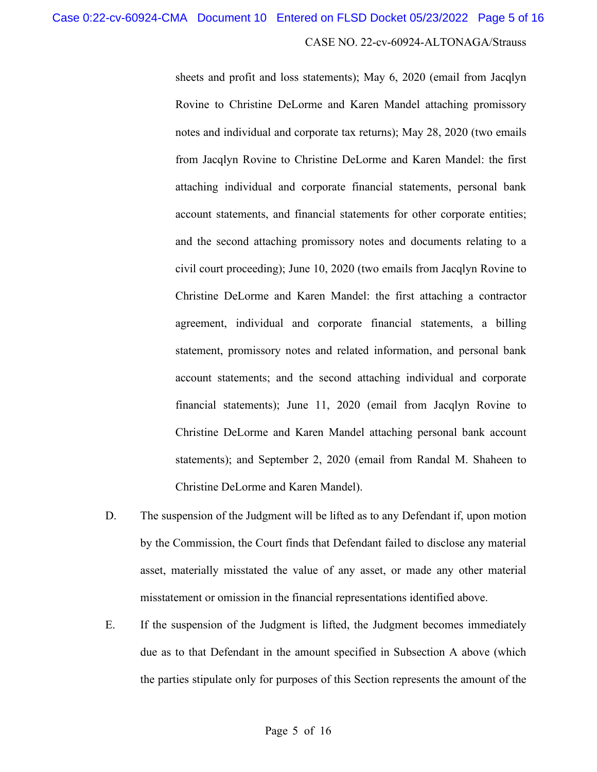sheets and profit and loss statements); May 6, 2020 (email from Jacqlyn Rovine to Christine DeLorme and Karen Mandel attaching promissory notes and individual and corporate tax returns); May 28, 2020 (two emails from Jacqlyn Rovine to Christine DeLorme and Karen Mandel: the first attaching individual and corporate financial statements, personal bank account statements, and financial statements for other corporate entities; and the second attaching promissory notes and documents relating to a civil court proceeding); June 10, 2020 (two emails from Jacqlyn Rovine to Christine DeLorme and Karen Mandel: the first attaching a contractor agreement, individual and corporate financial statements, a billing statement, promissory notes and related information, and personal bank account statements; and the second attaching individual and corporate financial statements); June 11, 2020 (email from Jacqlyn Rovine to Christine DeLorme and Karen Mandel attaching personal bank account statements); and September 2, 2020 (email from Randal M. Shaheen to Christine DeLorme and Karen Mandel).

D. The suspension of the Judgment will be lifted as to any Defendant if, upon motion by the Commission, the Court finds that Defendant failed to disclose any material asset, materially misstated the value of any asset, or made any other material misstatement or omission in the financial representations identified above.

E. If the suspension of the Judgment is lifted, the Judgment becomes immediately due as to that Defendant in the amount specified in Subsection A above (which the parties stipulate only for purposes of this Section represents the amount of the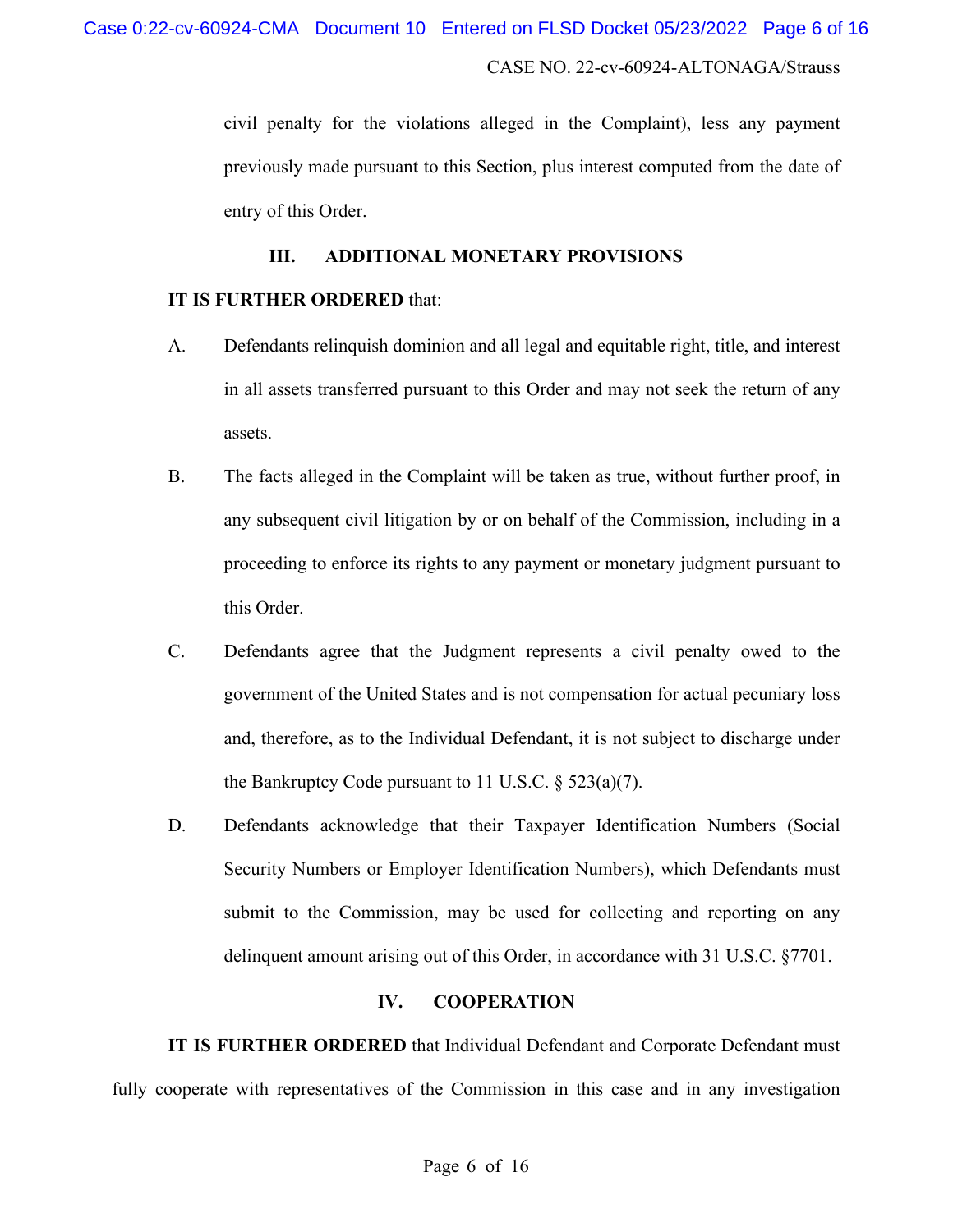civil penalty for the violations alleged in the Complaint), less any payment previously made pursuant to this Section, plus interest computed from the date of entry of this Order.

## III. ADDITIONAL MONETARY PROVISIONS

**IT IS FURTHER ORDERED** that:

A. Defendants relinquish dominion and all legal and equitable right, title, and interest in all assets transferred pursuant to this Order and may not seek the return of any assets.

B. The facts alleged in the Complaint will be taken as true, without further proof, in any subsequent civil litigation by or on behalf of the Commission, including in a proceeding to enforce its rights to any payment or monetary judgment pursuant to this Order.

C. Defendants agree that the Judgment represents a civil penalty owed to the government of the United States and is not compensation for actual pecuniary loss and, therefore, as to the Individual Defendant, it is not subject to discharge under the Bankruptcy Code pursuant to 11 U.S.C. § 523(a)(7).

D. Defendants acknowledge that their Taxpayer Identification Numbers (Social Security Numbers or Employer Identification Numbers), which Defendants must submit to the Commission, may be used for collecting and reporting on any delinquent amount arising out of this Order, in accordance with 31 U.S.C. §7701.

## IV. COOPERATION

**IT IS FURTHER ORDERED** that Individual Defendant and Corporate Defendant must fully cooperate with representatives of the Commission in this case and in any investigation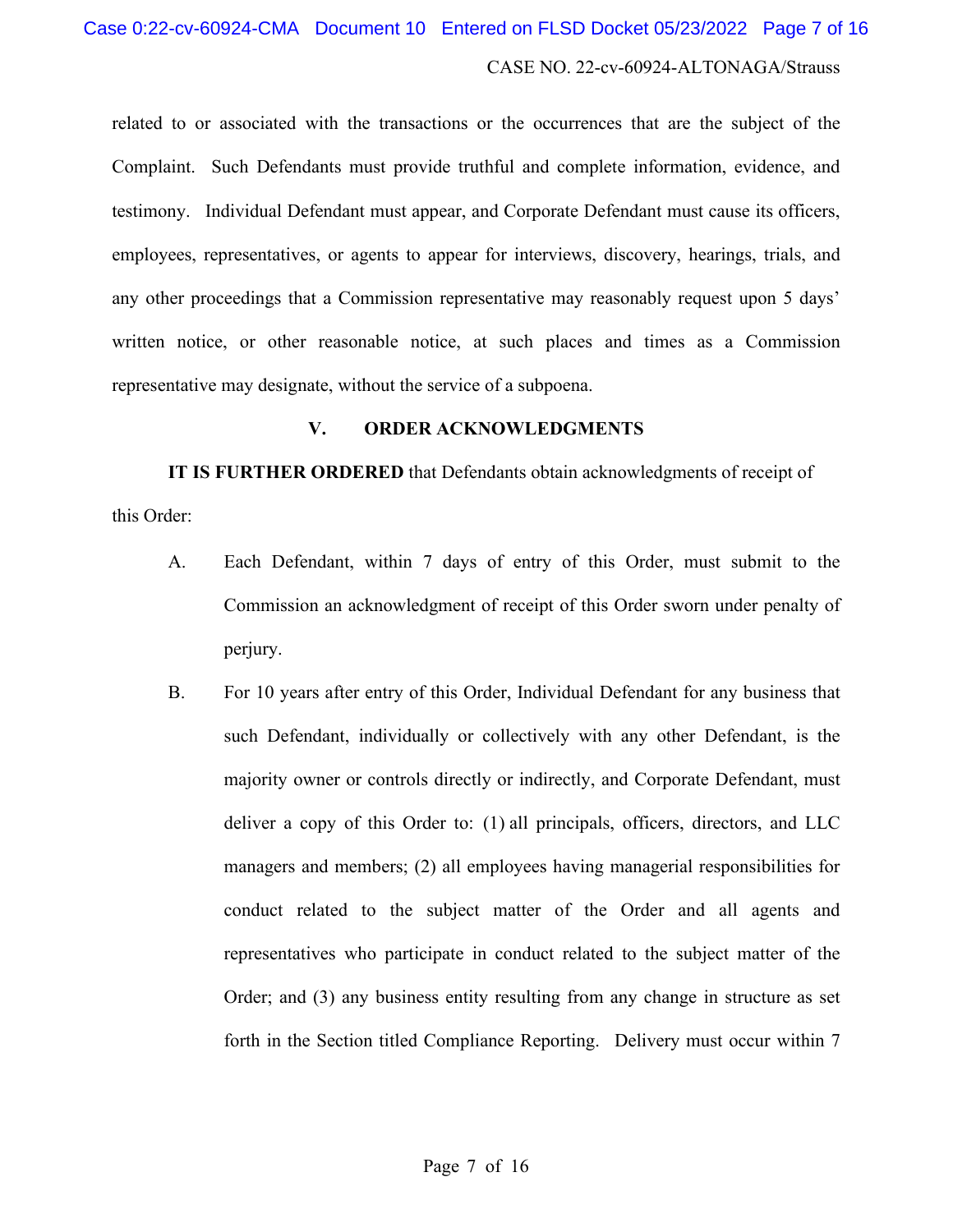related to or associated with the transactions or the occurrences that are the subject of the Complaint. Such Defendants must provide truthful and complete information, evidence, and testimony. Individual Defendant must appear, and Corporate Defendant must cause its officers, employees, representatives, or agents to appear for interviews, discovery, hearings, trials, and any other proceedings that a Commission representative may reasonably request upon 5 days' written notice, or other reasonable notice, at such places and times as a Commission representative may designate, without the service of a subpoena.

## V. ORDER ACKNOWLEDGMENTS

**IT IS FURTHER ORDERED** that Defendants obtain acknowledgments of receipt of this Order:

A. Each Defendant, within 7 days of entry of this Order, must submit to the Commission an acknowledgment of receipt of this Order sworn under penalty of perjury.

B. For 10 years after entry of this Order, Individual Defendant for any business that such Defendant, individually or collectively with any other Defendant, is the majority owner or controls directly or indirectly, and Corporate Defendant, must deliver a copy of this Order to: (1) all principals, officers, directors, and LLC managers and members; (2) all employees having managerial responsibilities for conduct related to the subject matter of the Order and all agents and representatives who participate in conduct related to the subject matter of the Order; and (3) any business entity resulting from any change in structure as set forth in the Section titled Compliance Reporting. Delivery must occur within 7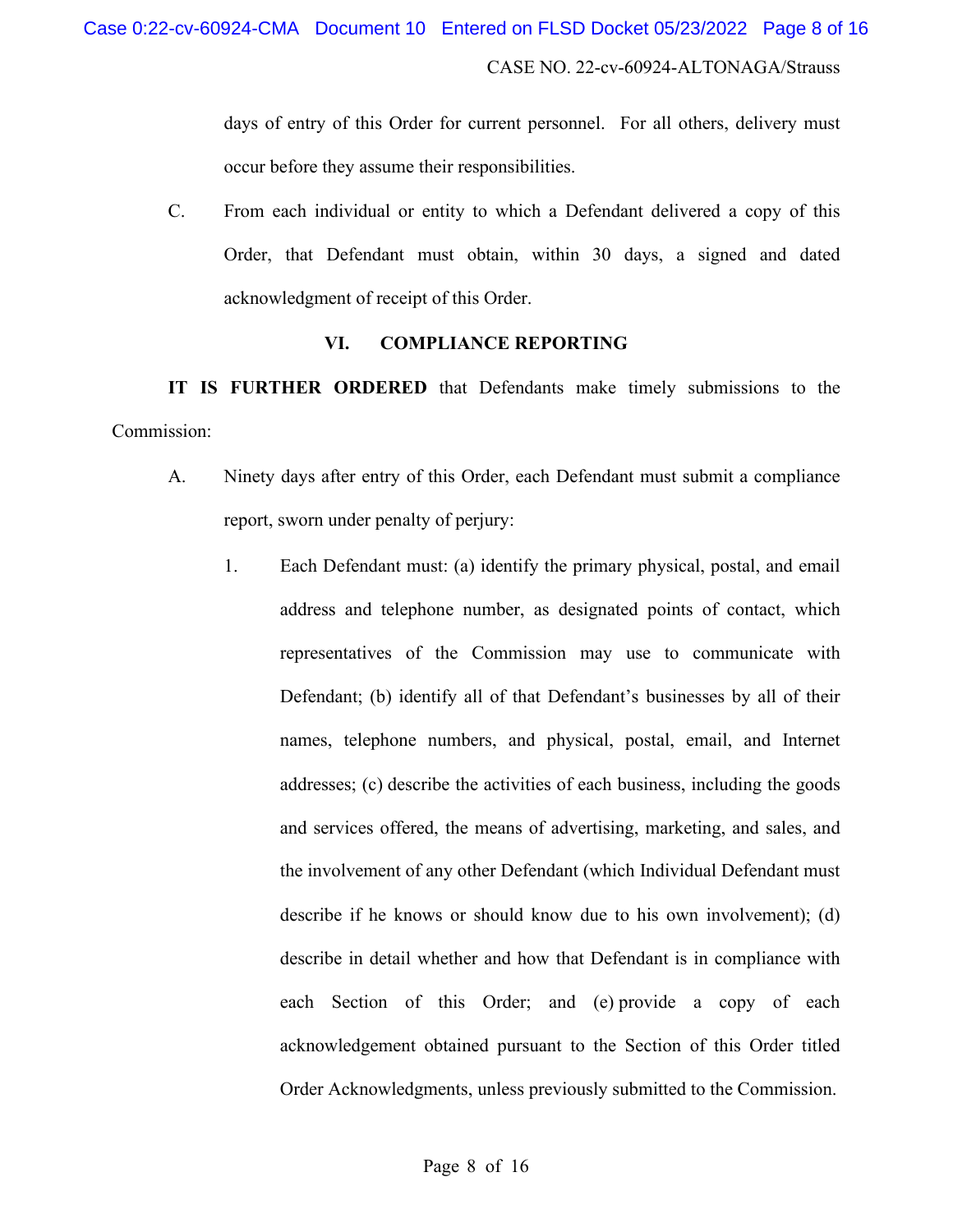days of entry of this Order for current personnel. For all others, delivery must occur before they assume their responsibilities.

C. From each individual or entity to which a Defendant delivered a copy of this Order, that Defendant must obtain, within 30 days, a signed and dated acknowledgment of receipt of this Order.

## VI. COMPLIANCE REPORTING

**IT IS FURTHER ORDERED** that Defendants make timely submissions to the Commission:

A. Ninety days after entry of this Order, each Defendant must submit a compliance report, sworn under penalty of perjury:

1. Each Defendant must: (a) identify the primary physical, postal, and email address and telephone number, as designated points of contact, which representatives of the Commission may use to communicate with Defendant; (b) identify all of that Defendant's businesses by all of their names, telephone numbers, and physical, postal, email, and Internet addresses; (c) describe the activities of each business, including the goods and services offered, the means of advertising, marketing, and sales, and the involvement of any other Defendant (which Individual Defendant must describe if he knows or should know due to his own involvement); (d) describe in detail whether and how that Defendant is in compliance with each Section of this Order; and (e) provide a copy of each acknowledgement obtained pursuant to the Section of this Order titled Order Acknowledgments, unless previously submitted to the Commission.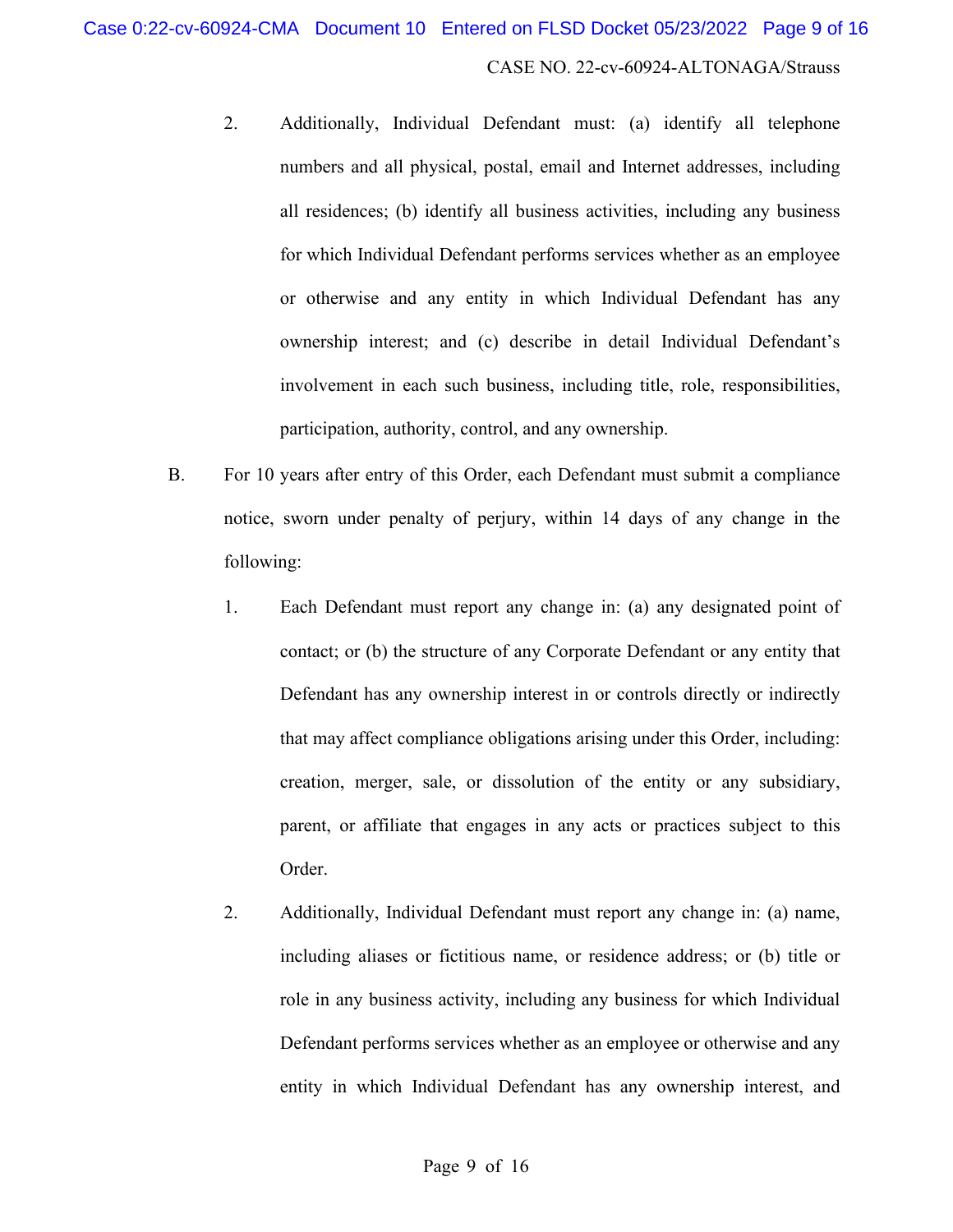2. Additionally, Individual Defendant must: (a) identify all telephone numbers and all physical, postal, email and Internet addresses, including all residences; (b) identify all business activities, including any business for which Individual Defendant performs services whether as an employee or otherwise and any entity in which Individual Defendant has any ownership interest; and (c) describe in detail Individual Defendant's involvement in each such business, including title, role, responsibilities, participation, authority, control, and any ownership.

B. For 10 years after entry of this Order, each Defendant must submit a compliance notice, sworn under penalty of perjury, within 14 days of any change in the following:

1. Each Defendant must report any change in: (a) any designated point of contact; or (b) the structure of any Corporate Defendant or any entity that Defendant has any ownership interest in or controls directly or indirectly that may affect compliance obligations arising under this Order, including: creation, merger, sale, or dissolution of the entity or any subsidiary, parent, or affiliate that engages in any acts or practices subject to this Order.

2. Additionally, Individual Defendant must report any change in: (a) name, including aliases or fictitious name, or residence address; or (b) title or role in any business activity, including any business for which Individual Defendant performs services whether as an employee or otherwise and any entity in which Individual Defendant has any ownership interest, and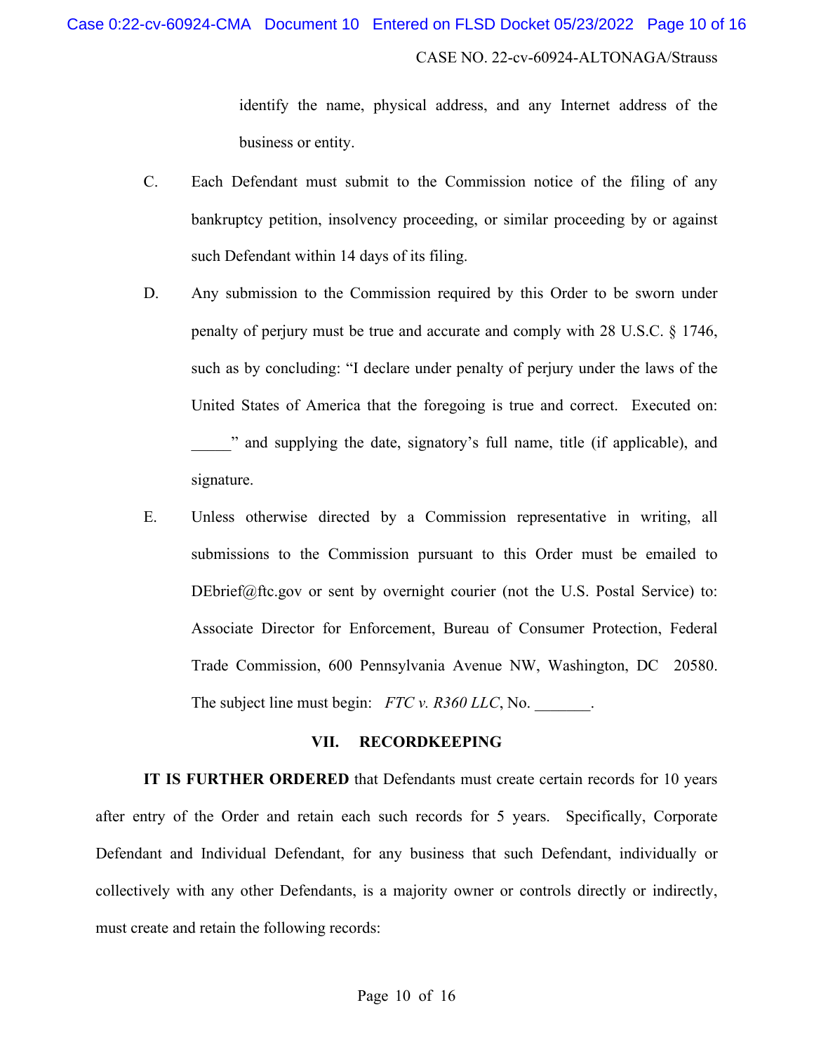identify the name, physical address, and any Internet address of the business or entity.

C. Each Defendant must submit to the Commission notice of the filing of any bankruptcy petition, insolvency proceeding, or similar proceeding by or against such Defendant within 14 days of its filing.

D. Any submission to the Commission required by this Order to be sworn under penalty of perjury must be true and accurate and comply with 28 U.S.C. § 1746, such as by concluding: "I declare under penalty of perjury under the laws of the United States of America that the foregoing is true and correct. Executed on: _____" and supplying the date, signatory's full name, title (if applicable), and signature.

E. Unless otherwise directed by a Commission representative in writing, all submissions to the Commission pursuant to this Order must be emailed to DEbrief@ftc.gov or sent by overnight courier (not the U.S. Postal Service) to: Associate Director for Enforcement, Bureau of Consumer Protection, Federal Trade Commission, 600 Pennsylvania Avenue NW, Washington, DC 20580. The subject line must begin: *FTC v. R360 LLC*, No. _______.

## VII. RECORDKEEPING

**IT IS FURTHER ORDERED** that Defendants must create certain records for 10 years after entry of the Order and retain each such records for 5 years. Specifically, Corporate Defendant and Individual Defendant, for any business that such Defendant, individually or collectively with any other Defendants, is a majority owner or controls directly or indirectly, must create and retain the following records: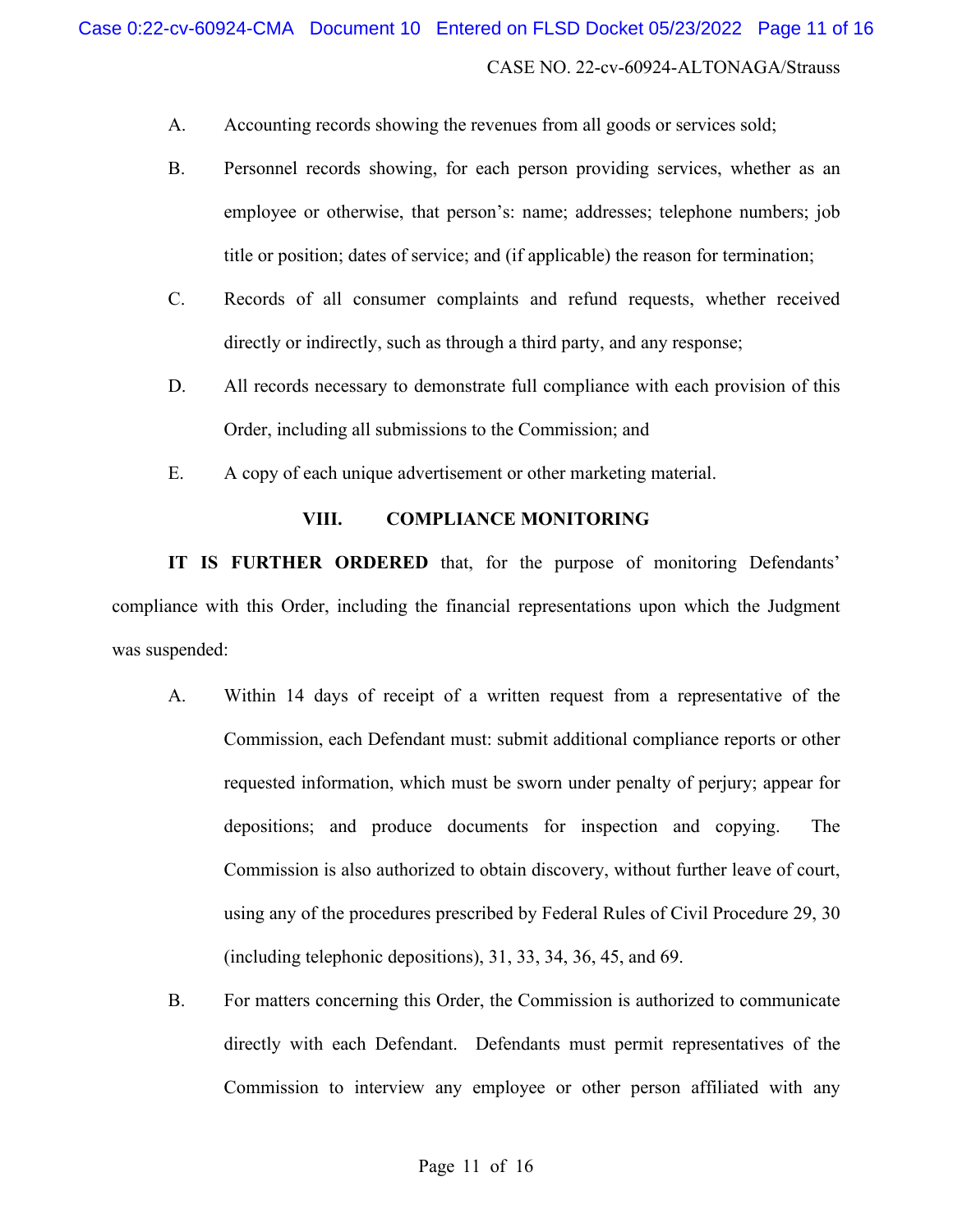A. Accounting records showing the revenues from all goods or services sold;

B. Personnel records showing, for each person providing services, whether as an employee or otherwise, that person's: name; addresses; telephone numbers; job title or position; dates of service; and (if applicable) the reason for termination;

C. Records of all consumer complaints and refund requests, whether received directly or indirectly, such as through a third party, and any response;

D. All records necessary to demonstrate full compliance with each provision of this Order, including all submissions to the Commission; and

E. A copy of each unique advertisement or other marketing material.

## VIII. COMPLIANCE MONITORING

**IT IS FURTHER ORDERED** that, for the purpose of monitoring Defendants' compliance with this Order, including the financial representations upon which the Judgment was suspended:

A. Within 14 days of receipt of a written request from a representative of the Commission, each Defendant must: submit additional compliance reports or other requested information, which must be sworn under penalty of perjury; appear for depositions; and produce documents for inspection and copying. The Commission is also authorized to obtain discovery, without further leave of court, using any of the procedures prescribed by Federal Rules of Civil Procedure 29, 30 (including telephonic depositions), 31, 33, 34, 36, 45, and 69.

B. For matters concerning this Order, the Commission is authorized to communicate directly with each Defendant. Defendants must permit representatives of the Commission to interview any employee or other person affiliated with any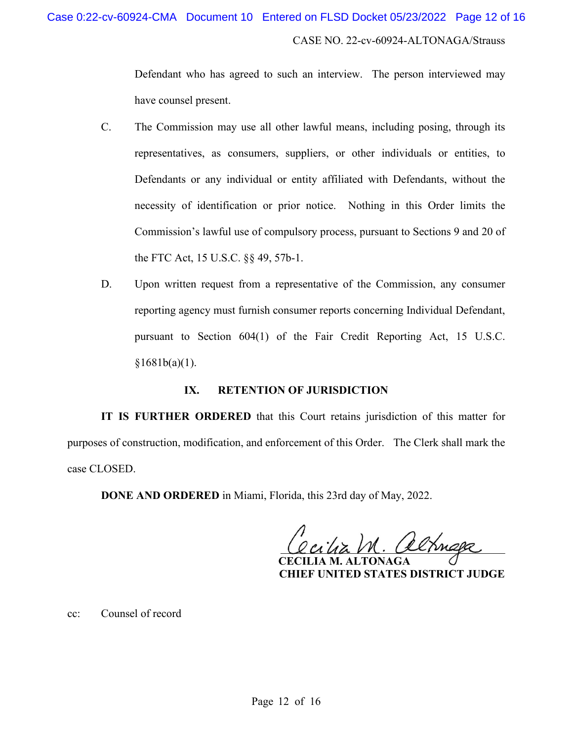Defendant who has agreed to such an interview. The person interviewed may have counsel present.

C. The Commission may use all other lawful means, including posing, through its representatives, as consumers, suppliers, or other individuals or entities, to Defendants or any individual or entity affiliated with Defendants, without the necessity of identification or prior notice. Nothing in this Order limits the Commission's lawful use of compulsory process, pursuant to Sections 9 and 20 of the FTC Act, 15 U.S.C. §§ 49, 57b-1.

D. Upon written request from a representative of the Commission, any consumer reporting agency must furnish consumer reports concerning Individual Defendant, pursuant to Section 604(1) of the Fair Credit Reporting Act, 15 U.S.C. §1681b(a)(1).

## IX. RETENTION OF JURISDICTION

**IT IS FURTHER ORDERED** that this Court retains jurisdiction of this matter for purposes of construction, modification, and enforcement of this Order. The Clerk shall mark the case CLOSED.

**DONE AND ORDERED** in Miami, Florida, this 23rd day of May, 2022.

_______________________________
**CECILIA M. ALTONAGA**
**CHIEF UNITED STATES DISTRICT JUDGE**

cc: Counsel of record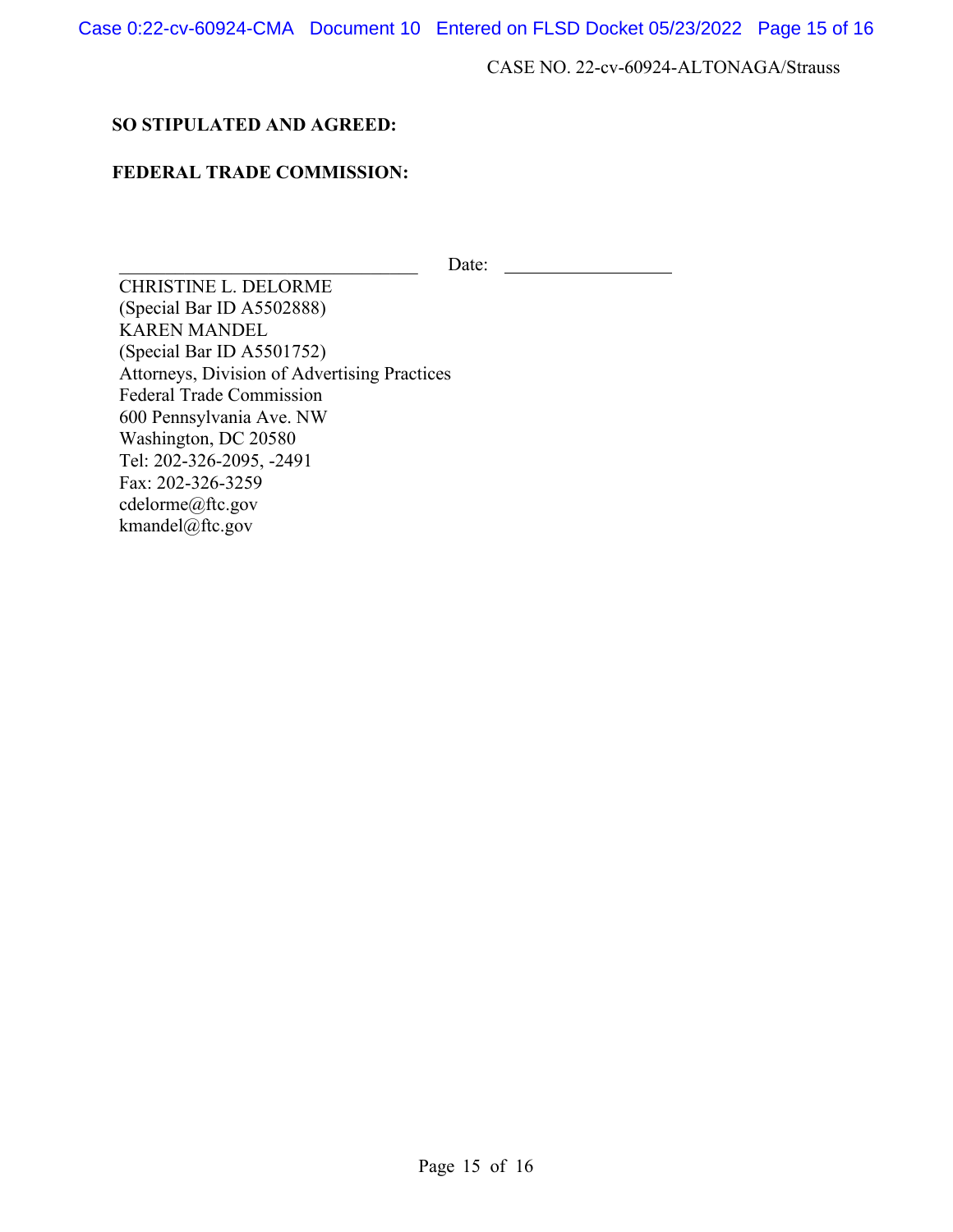**SO STIPULATED AND AGREED:**

**FEDERAL TRADE COMMISSION:**

\_\_\_\_\_\_\_\_\_\_\_\_\_\_\_\_\_\_\_\_\_\_\_\_\_\_\_\_\_\_\_\_ Date: \_\_\_\_\_\_\_\_\_\_\_\_\_\_\_\_\_\_

CHRISTINE L. DELORME
(Special Bar ID A5502888)
KAREN MANDEL
(Special Bar ID A5501752)
Attorneys, Division of Advertising Practices
Federal Trade Commission
600 Pennsylvania Ave. NW
Washington, DC 20580
Tel: 202-326-2095, -2491
Fax: 202-326-3259
cdelorme@ftc.gov
kmandel@ftc.gov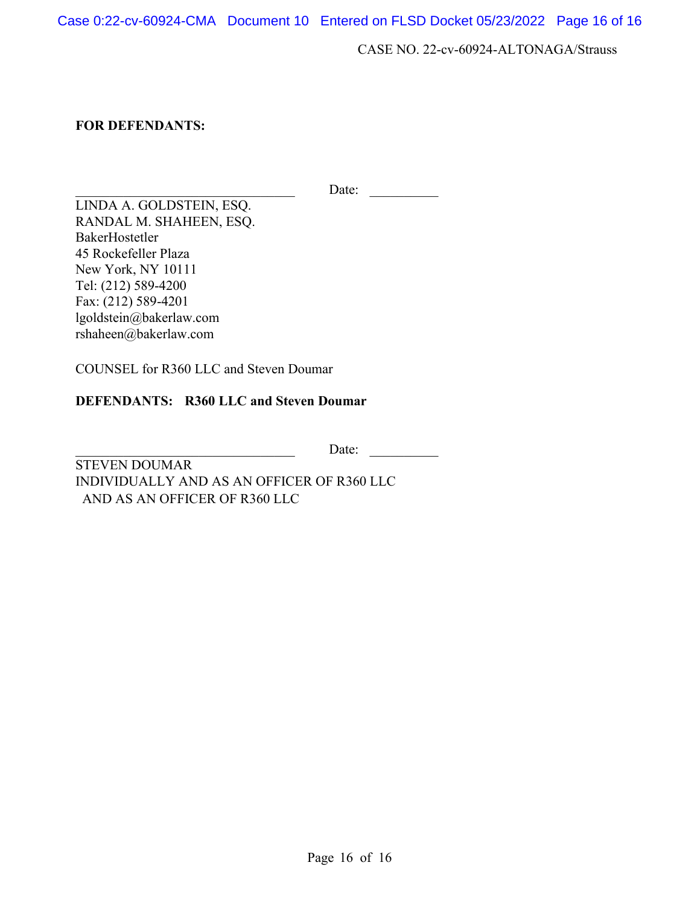**FOR DEFENDANTS:**

\_\_\_\_\_\_\_\_\_\_\_\_\_\_\_\_\_\_\_\_\_\_\_\_\_\_\_\_\_\_\_\_ Date: \_\_\_\_\_\_\_\_\_\_

LINDA A. GOLDSTEIN, ESQ.
RANDAL M. SHAHEEN, ESQ.
BakerHostetler
45 Rockefeller Plaza
New York, NY 10111
Tel: (212) 589-4200
Fax: (212) 589-4201
lgoldstein@bakerlaw.com
rshaheen@bakerlaw.com

COUNSEL for R360 LLC and Steven Doumar

**DEFENDANTS: R360 LLC and Steven Doumar**

\_\_\_\_\_\_\_\_\_\_\_\_\_\_\_\_\_\_\_\_\_\_\_\_\_\_\_\_\_\_\_\_ Date: \_\_\_\_\_\_\_\_\_\_

STEVEN DOUMAR
INDIVIDUALLY AND AS AN OFFICER OF R360 LLC
AND AS AN OFFICER OF R360 LLC